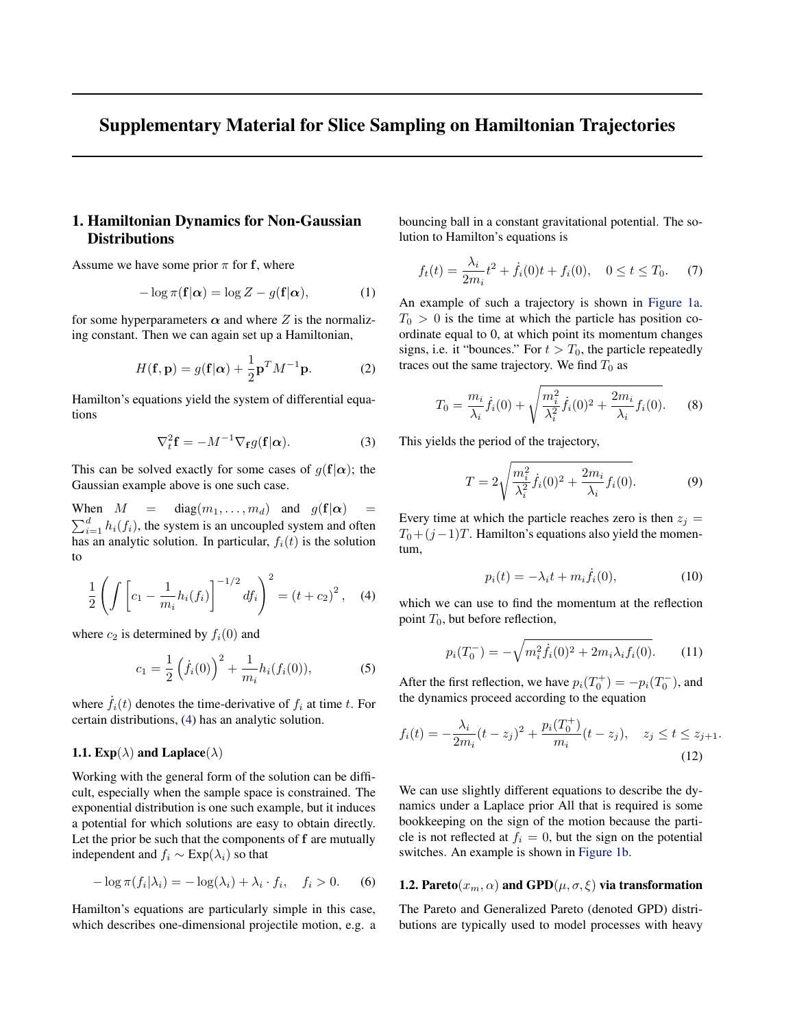# Supplementary Material for Slice Sampling on Hamiltonian Trajectories

## 1. Hamiltonian Dynamics for Non-Gaussian Distributions

Assume we have some prior $\pi$ for $\mathbf{f}$, where

$$-\log \pi(\mathbf{f}|\boldsymbol{\alpha}) = \log Z - g(\mathbf{f}|\boldsymbol{\alpha}), \tag{1}$$

for some hyperparameters $\boldsymbol{\alpha}$ and where $Z$ is the normalizing constant. Then we can again set up a Hamiltonian,

$$H(\mathbf{f}, \mathbf{p}) = g(\mathbf{f}|\boldsymbol{\alpha}) + \frac{1}{2}\mathbf{p}^T M^{-1}\mathbf{p}. \tag{2}$$

Hamilton's equations yield the system of differential equations

$$\nabla_t^2 \mathbf{f} = -M^{-1}\nabla_{\mathbf{f}} g(\mathbf{f}|\boldsymbol{\alpha}). \tag{3}$$

This can be solved exactly for some cases of $g(\mathbf{f}|\boldsymbol{\alpha})$; the Gaussian example above is one such case.

When $M = \text{diag}(m_1, \ldots, m_d)$ and $g(\mathbf{f}|\boldsymbol{\alpha}) = \sum_{i=1}^{d} h_i(f_i)$, the system is an uncoupled system and often has an analytic solution. In particular, $f_i(t)$ is the solution to

$$\frac{1}{2}\left(\int \left[c_1 - \frac{1}{m_i}h_i(f_i)\right]^{-1/2} df_i\right)^2 = (t + c_2)^2, \tag{4}$$

where $c_2$ is determined by $f_i(0)$ and

$$c_1 = \frac{1}{2}\left(\dot{f}_i(0)\right)^2 + \frac{1}{m_i}h_i(f_i(0)), \tag{5}$$

where $\dot{f}_i(t)$ denotes the time-derivative of $f_i$ at time $t$. For certain distributions, (4) has an analytic solution.

### 1.1. Exp($\lambda$) and Laplace($\lambda$)

Working with the general form of the solution can be difficult, especially when the sample space is constrained. The exponential distribution is one such example, but it induces a potential for which solutions are easy to obtain directly. Let the prior be such that the components of $\mathbf{f}$ are mutually independent and $f_i \sim \text{Exp}(\lambda_i)$ so that

$$-\log \pi(f_i|\lambda_i) = -\log(\lambda_i) + \lambda_i \cdot f_i, \quad f_i > 0. \tag{6}$$

Hamilton's equations are particularly simple in this case, which describes one-dimensional projectile motion, e.g. a bouncing ball in a constant gravitational potential. The solution to Hamilton's equations is

$$f_t(t) = \frac{\lambda_i}{2m_i}t^2 + \dot{f}_i(0)t + f_i(0), \quad 0 \le t \le T_0. \tag{7}$$

An example of such a trajectory is shown in Figure 1a. $T_0 > 0$ is the time at which the particle has position coordinate equal to 0, at which point its momentum changes signs, i.e. it "bounces." For $t > T_0$, the particle repeatedly traces out the same trajectory. We find $T_0$ as

$$T_0 = \frac{m_i}{\lambda_i}\dot{f}_i(0) + \sqrt{\frac{m_i^2}{\lambda_i^2}\dot{f}_i(0)^2 + \frac{2m_i}{\lambda_i}f_i(0)}. \tag{8}$$

This yields the period of the trajectory,

$$T = 2\sqrt{\frac{m_i^2}{\lambda_i^2}\dot{f}_i(0)^2 + \frac{2m_i}{\lambda_i}f_i(0)}. \tag{9}$$

Every time at which the particle reaches zero is then $z_j = T_0 + (j-1)T$. Hamilton's equations also yield the momentum,

$$p_i(t) = -\lambda_i t + m_i \dot{f}_i(0), \tag{10}$$

which we can use to find the momentum at the reflection point $T_0$, but before reflection,

$$p_i(T_0^-) = -\sqrt{m_i^2 \dot{f}_i(0)^2 + 2m_i\lambda_i f_i(0)}. \tag{11}$$

After the first reflection, we have $p_i(T_0^+) = -p_i(T_0^-)$, and the dynamics proceed according to the equation

$$f_i(t) = -\frac{\lambda_i}{2m_i}(t - z_j)^2 + \frac{p_i(T_0^+)}{m_i}(t - z_j), \quad z_j \le t \le z_{j+1}. \tag{12}$$

We can use slightly different equations to describe the dynamics under a Laplace prior All that is required is some bookkeeping on the sign of the motion because the particle is not reflected at $f_i = 0$, but the sign on the potential switches. An example is shown in Figure 1b.

### 1.2. Pareto($x_m, \alpha$) and GPD($\mu, \sigma, \xi$) via transformation

The Pareto and Generalized Pareto (denoted GPD) distributions are typically used to model processes with heavy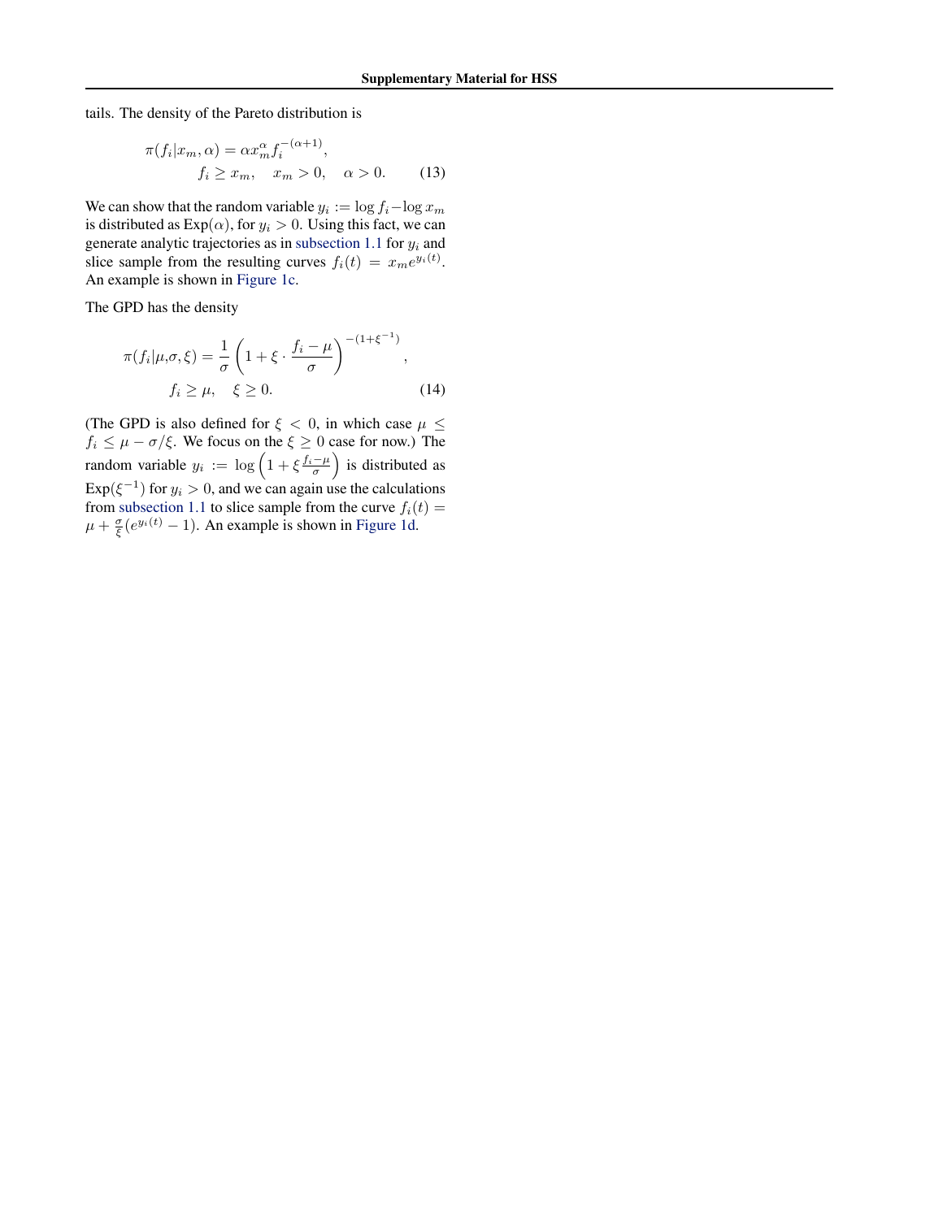tails. The density of the Pareto distribution is

$$
\pi(f_i|x_m, \alpha) = \alpha x_m^\alpha f_i^{-(\alpha+1)}, \\
f_i \geq x_m, \quad x_m > 0, \quad \alpha > 0. \tag{13}
$$

We can show that the random variable $y_i := \log f_i - \log x_m$ is distributed as Exp($\alpha$), for $y_i > 0$. Using this fact, we can generate analytic trajectories as in subsection 1.1 for $y_i$ and slice sample from the resulting curves $f_i(t) = x_m e^{y_i(t)}$. An example is shown in Figure 1c.

The GPD has the density

$$
\pi(f_i|\mu,\sigma,\xi) = \frac{1}{\sigma}\left(1 + \xi \cdot \frac{f_i - \mu}{\sigma}\right)^{-(1+\xi^{-1})}, \\
f_i \geq \mu, \quad \xi \geq 0. \tag{14}
$$

(The GPD is also defined for $\xi < 0$, in which case $\mu \leq f_i \leq \mu - \sigma/\xi$. We focus on the $\xi \geq 0$ case for now.) The random variable $y_i := \log\left(1 + \xi \frac{f_i - \mu}{\sigma}\right)$ is distributed as Exp($\xi^{-1}$) for $y_i > 0$, and we can again use the calculations from subsection 1.1 to slice sample from the curve $f_i(t) = \mu + \frac{\sigma}{\xi}(e^{y_i(t)} - 1)$. An example is shown in Figure 1d.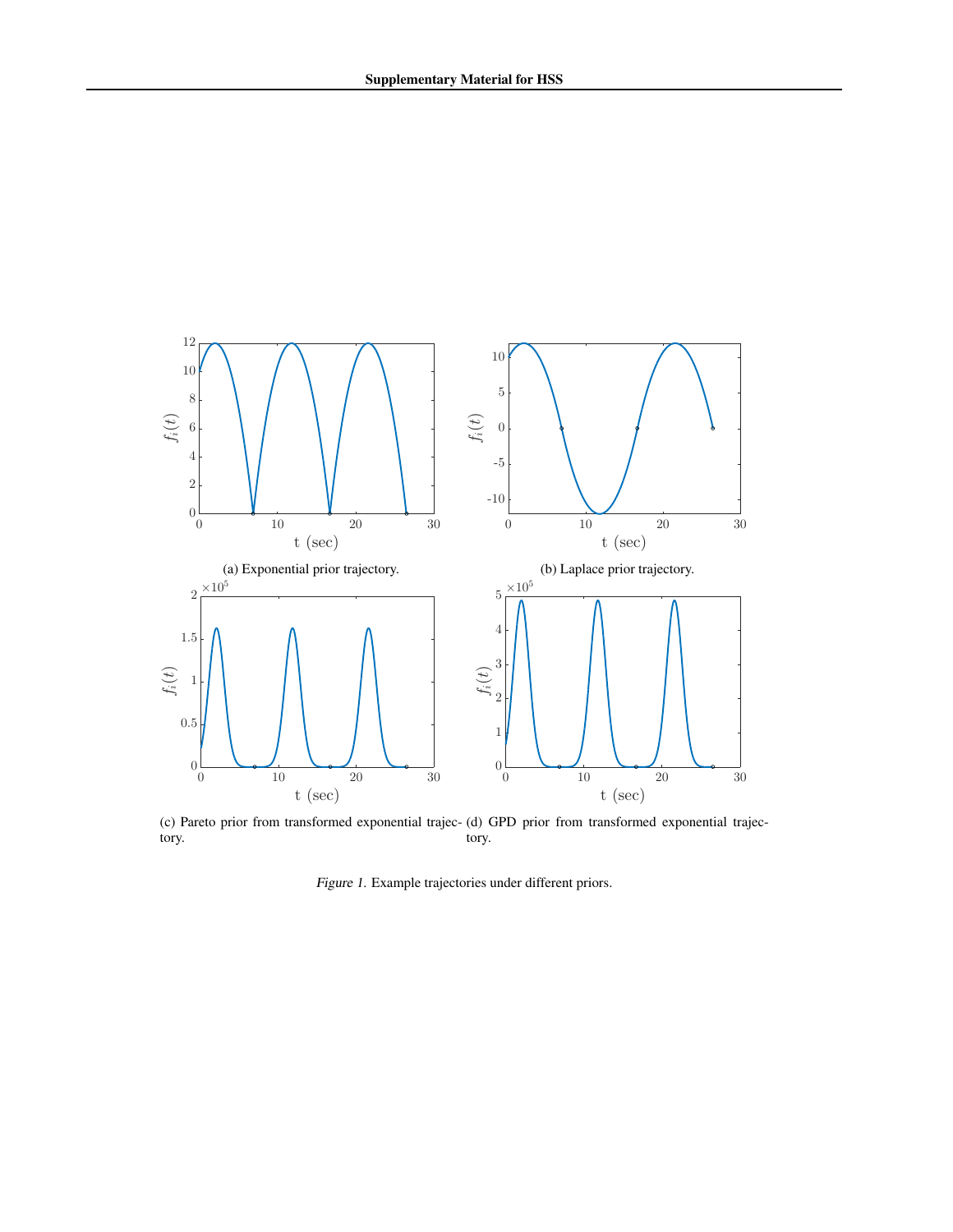12
10
8
6
4
2
0
$f_i(t)$
0 10 20 30
t (sec)

(a) Exponential prior trajectory.

10
5
0
-5
-10
$f_i(t)$
0 10 20 30
t (sec)

(b) Laplace prior trajectory.

$\times 10^5$
2
1.5
1
0.5
0
$f_i(t)$
0 10 20 30
t (sec)

(c) Pareto prior from transformed exponential trajectory.

$\times 10^5$
5
4
3
2
1
0
$f_i(t)$
0 10 20 30
t (sec)

(d) GPD prior from transformed exponential trajectory.

*Figure 1.* Example trajectories under different priors.